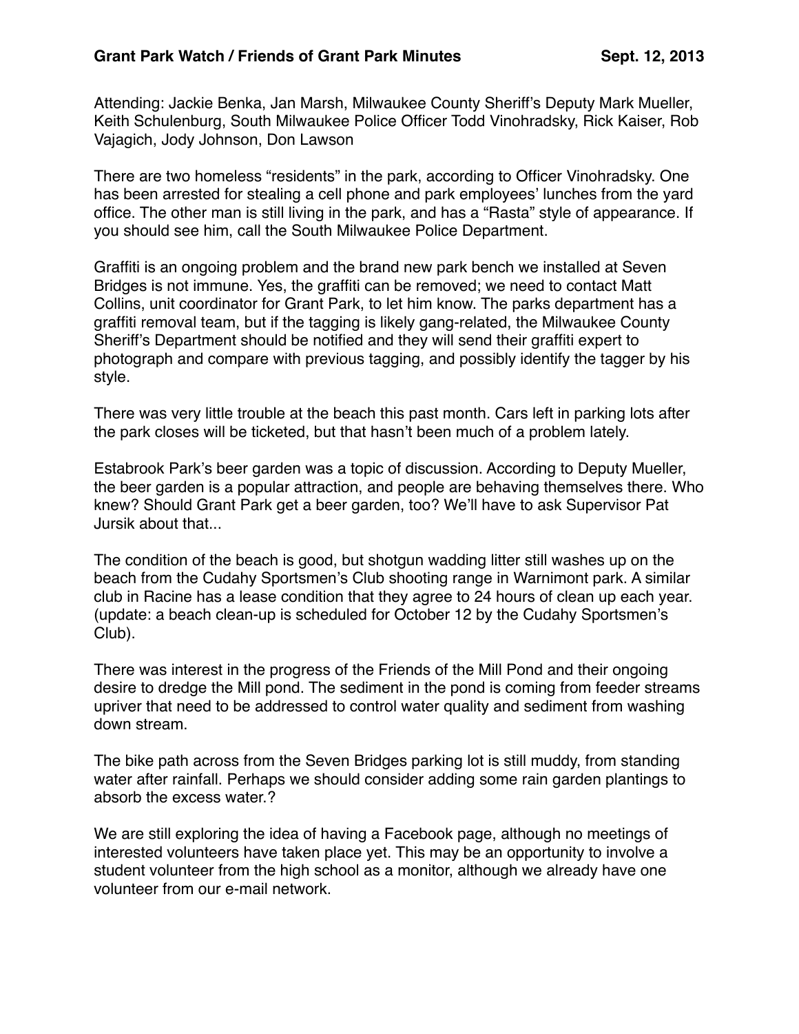**Grant Park Watch / Friends of Grant Park Minutes Sept. 12, 2013**

Attending: Jackie Benka, Jan Marsh, Milwaukee County Sheriff's Deputy Mark Mueller, Keith Schulenburg, South Milwaukee Police Officer Todd Vinohradsky, Rick Kaiser, Rob Vajagich, Jody Johnson, Don Lawson

There are two homeless "residents" in the park, according to Officer Vinohradsky. One has been arrested for stealing a cell phone and park employees' lunches from the yard office. The other man is still living in the park, and has a "Rasta" style of appearance. If you should see him, call the South Milwaukee Police Department.

Graffiti is an ongoing problem and the brand new park bench we installed at Seven Bridges is not immune. Yes, the graffiti can be removed; we need to contact Matt Collins, unit coordinator for Grant Park, to let him know. The parks department has a graffiti removal team, but if the tagging is likely gang-related, the Milwaukee County Sheriff's Department should be notified and they will send their graffiti expert to photograph and compare with previous tagging, and possibly identify the tagger by his style.

There was very little trouble at the beach this past month. Cars left in parking lots after the park closes will be ticketed, but that hasn't been much of a problem lately.

Estabrook Park's beer garden was a topic of discussion. According to Deputy Mueller, the beer garden is a popular attraction, and people are behaving themselves there. Who knew? Should Grant Park get a beer garden, too? We'll have to ask Supervisor Pat Jursik about that...

The condition of the beach is good, but shotgun wadding litter still washes up on the beach from the Cudahy Sportsmen's Club shooting range in Warnimont park. A similar club in Racine has a lease condition that they agree to 24 hours of clean up each year. (update: a beach clean-up is scheduled for October 12 by the Cudahy Sportsmen's Club).

There was interest in the progress of the Friends of the Mill Pond and their ongoing desire to dredge the Mill pond. The sediment in the pond is coming from feeder streams upriver that need to be addressed to control water quality and sediment from washing down stream.

The bike path across from the Seven Bridges parking lot is still muddy, from standing water after rainfall. Perhaps we should consider adding some rain garden plantings to absorb the excess water.?

We are still exploring the idea of having a Facebook page, although no meetings of interested volunteers have taken place yet. This may be an opportunity to involve a student volunteer from the high school as a monitor, although we already have one volunteer from our e-mail network.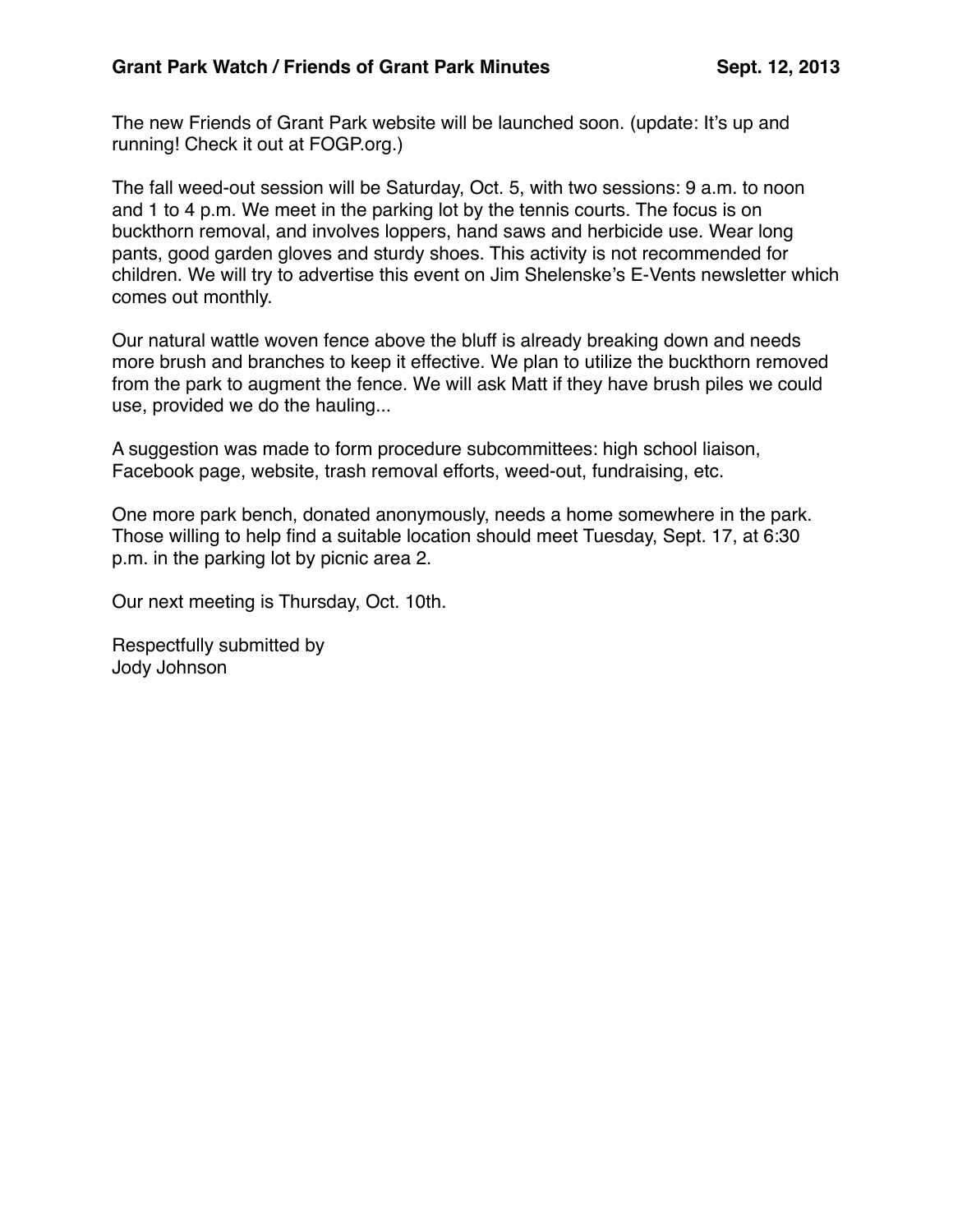**Grant Park Watch / Friends of Grant Park Minutes** **Sept. 12, 2013**

The new Friends of Grant Park website will be launched soon. (update: It's up and running! Check it out at FOGP.org.)

The fall weed-out session will be Saturday, Oct. 5, with two sessions: 9 a.m. to noon and 1 to 4 p.m. We meet in the parking lot by the tennis courts. The focus is on buckthorn removal, and involves loppers, hand saws and herbicide use. Wear long pants, good garden gloves and sturdy shoes. This activity is not recommended for children. We will try to advertise this event on Jim Shelenske's E-Vents newsletter which comes out monthly.

Our natural wattle woven fence above the bluff is already breaking down and needs more brush and branches to keep it effective. We plan to utilize the buckthorn removed from the park to augment the fence. We will ask Matt if they have brush piles we could use, provided we do the hauling...

A suggestion was made to form procedure subcommittees: high school liaison, Facebook page, website, trash removal efforts, weed-out, fundraising, etc.

One more park bench, donated anonymously, needs a home somewhere in the park. Those willing to help find a suitable location should meet Tuesday, Sept. 17, at 6:30 p.m. in the parking lot by picnic area 2.

Our next meeting is Thursday, Oct. 10th.

Respectfully submitted by
Jody Johnson